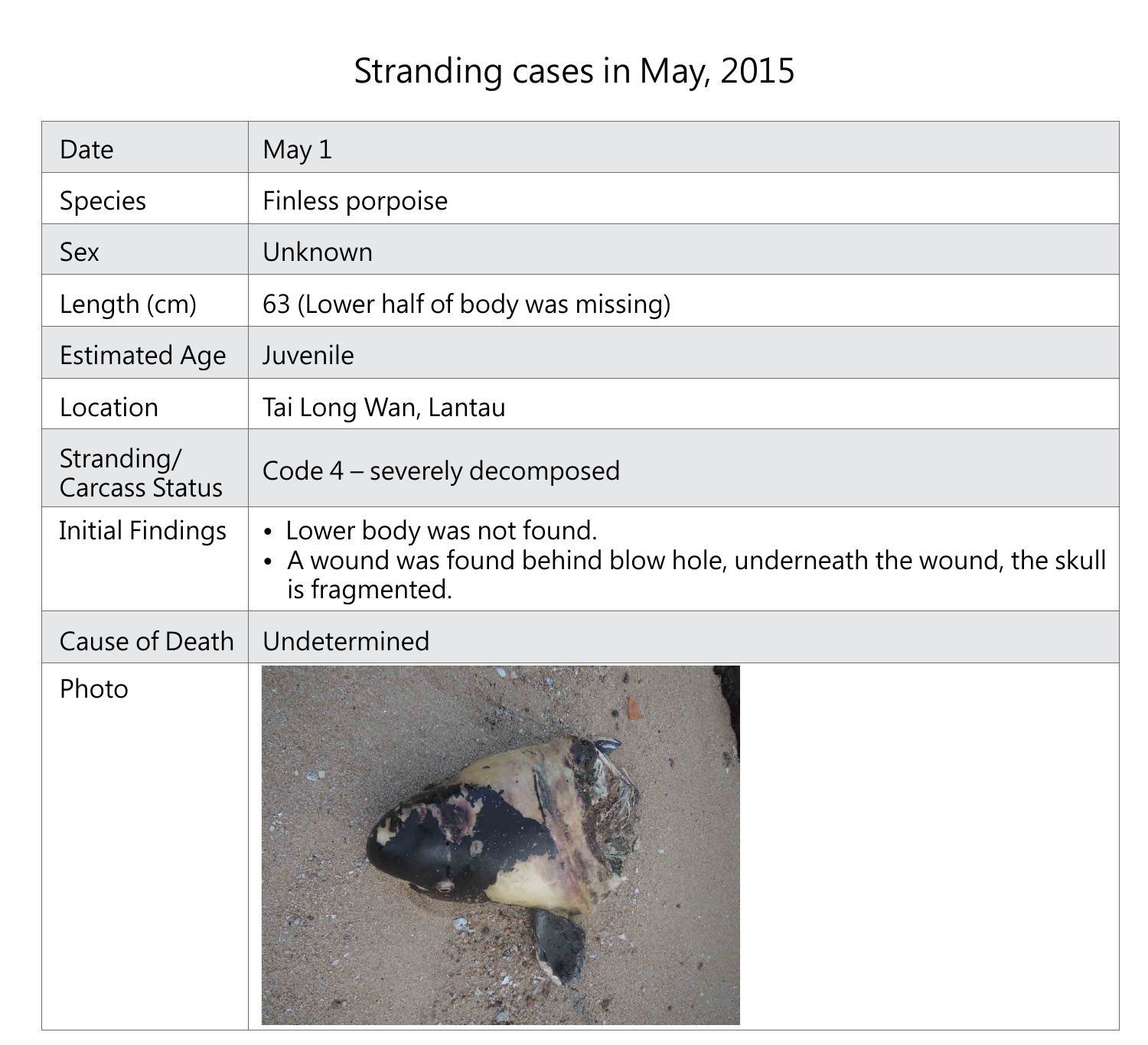# Stranding cases in May, 2015

| Date | May 1 |
|---|---|
| Species | Finless porpoise |
| Sex | Unknown |
| Length (cm) | 63 (Lower half of body was missing) |
| Estimated Age | Juvenile |
| Location | Tai Long Wan, Lantau |
| Stranding/ Carcass Status | Code 4 – severely decomposed |
| Initial Findings | • Lower body was not found.<br>• A wound was found behind blow hole, underneath the wound, the skull is fragmented. |
| Cause of Death | Undetermined |
| Photo | |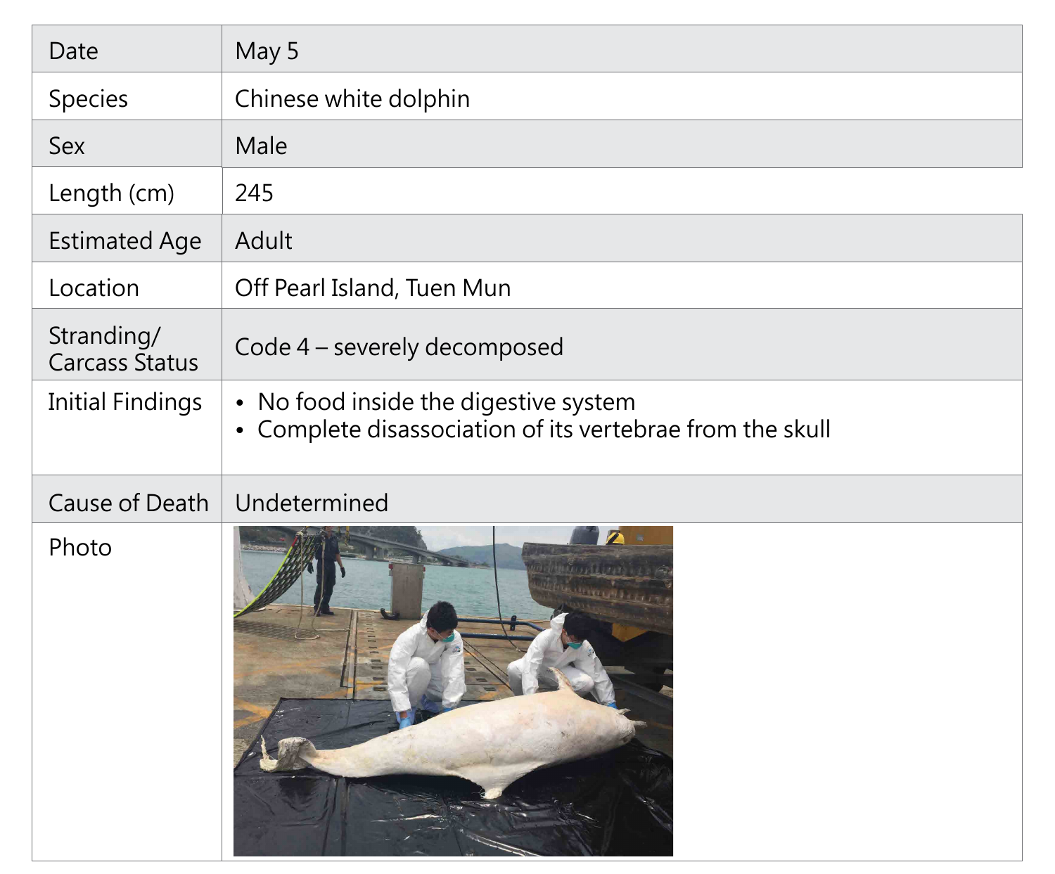| Date | May 5 |
| --- | --- |
| Species | Chinese white dolphin |
| Sex | Male |
| Length (cm) | 245 |
| Estimated Age | Adult |
| Location | Off Pearl Island, Tuen Mun |
| Stranding/ Carcass Status | Code 4 – severely decomposed |
| Initial Findings | • No food inside the digestive system<br>• Complete disassociation of its vertebrae from the skull |
| Cause of Death | Undetermined |
| Photo | |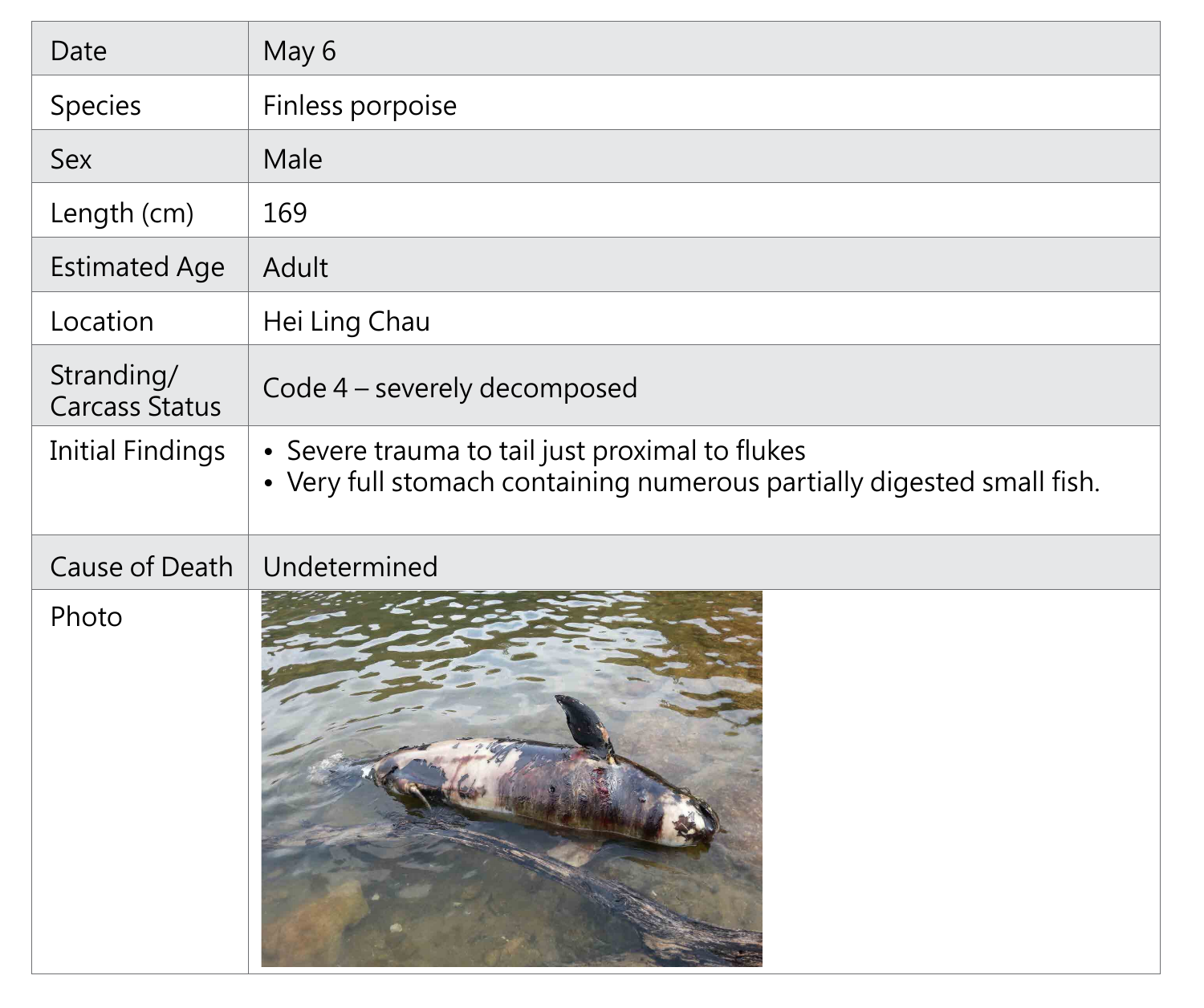| Date | May 6 |
|---|---|
| Species | Finless porpoise |
| Sex | Male |
| Length (cm) | 169 |
| Estimated Age | Adult |
| Location | Hei Ling Chau |
| Stranding/ Carcass Status | Code 4 – severely decomposed |
| Initial Findings | • Severe trauma to tail just proximal to flukes<br>• Very full stomach containing numerous partially digested small fish. |
| Cause of Death | Undetermined |
| Photo | |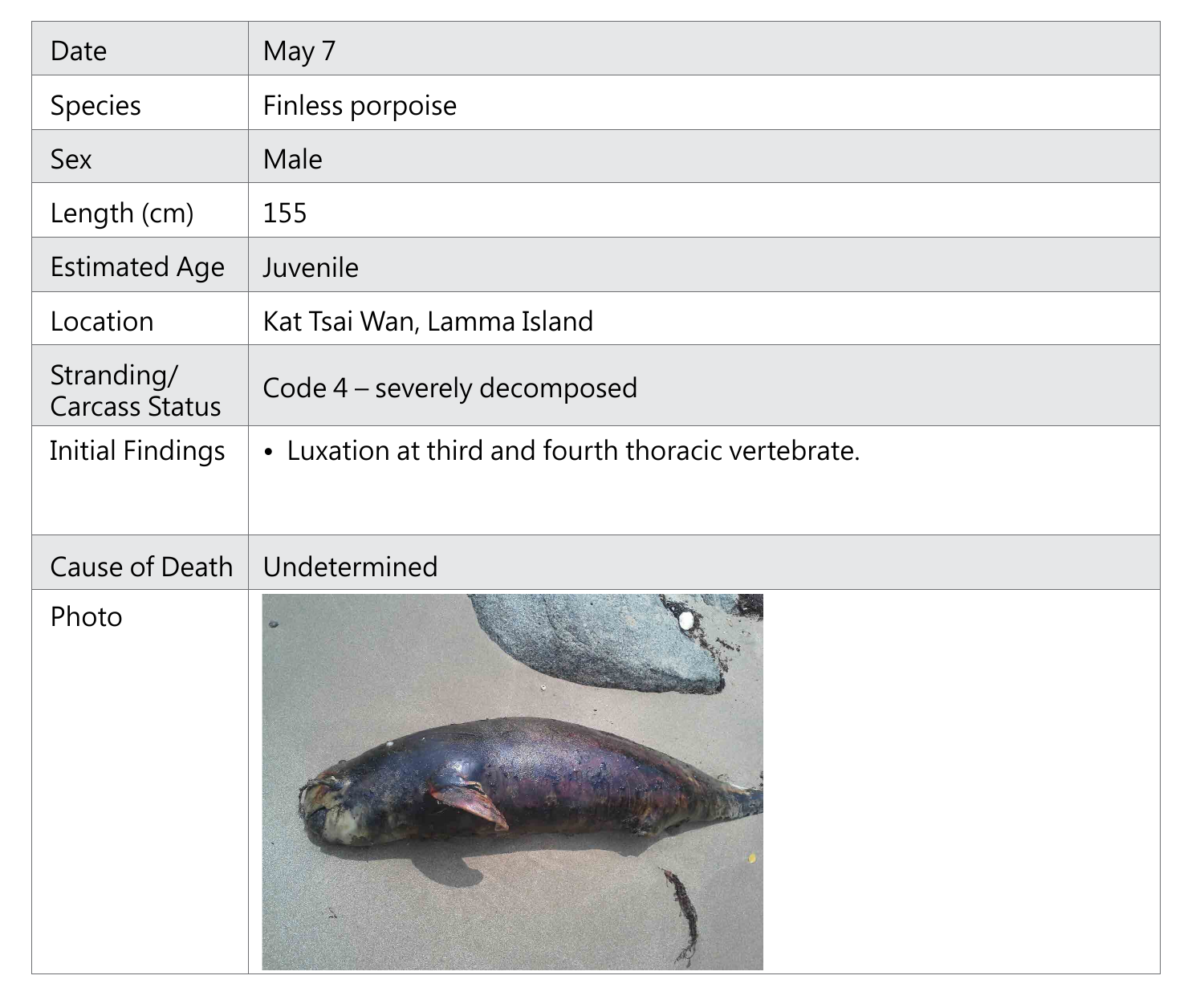| Date | May 7 |
| --- | --- |
| Species | Finless porpoise |
| Sex | Male |
| Length (cm) | 155 |
| Estimated Age | Juvenile |
| Location | Kat Tsai Wan, Lamma Island |
| Stranding/ Carcass Status | Code 4 – severely decomposed |
| Initial Findings | • Luxation at third and fourth thoracic vertebrate. |
| Cause of Death | Undetermined |
| Photo | |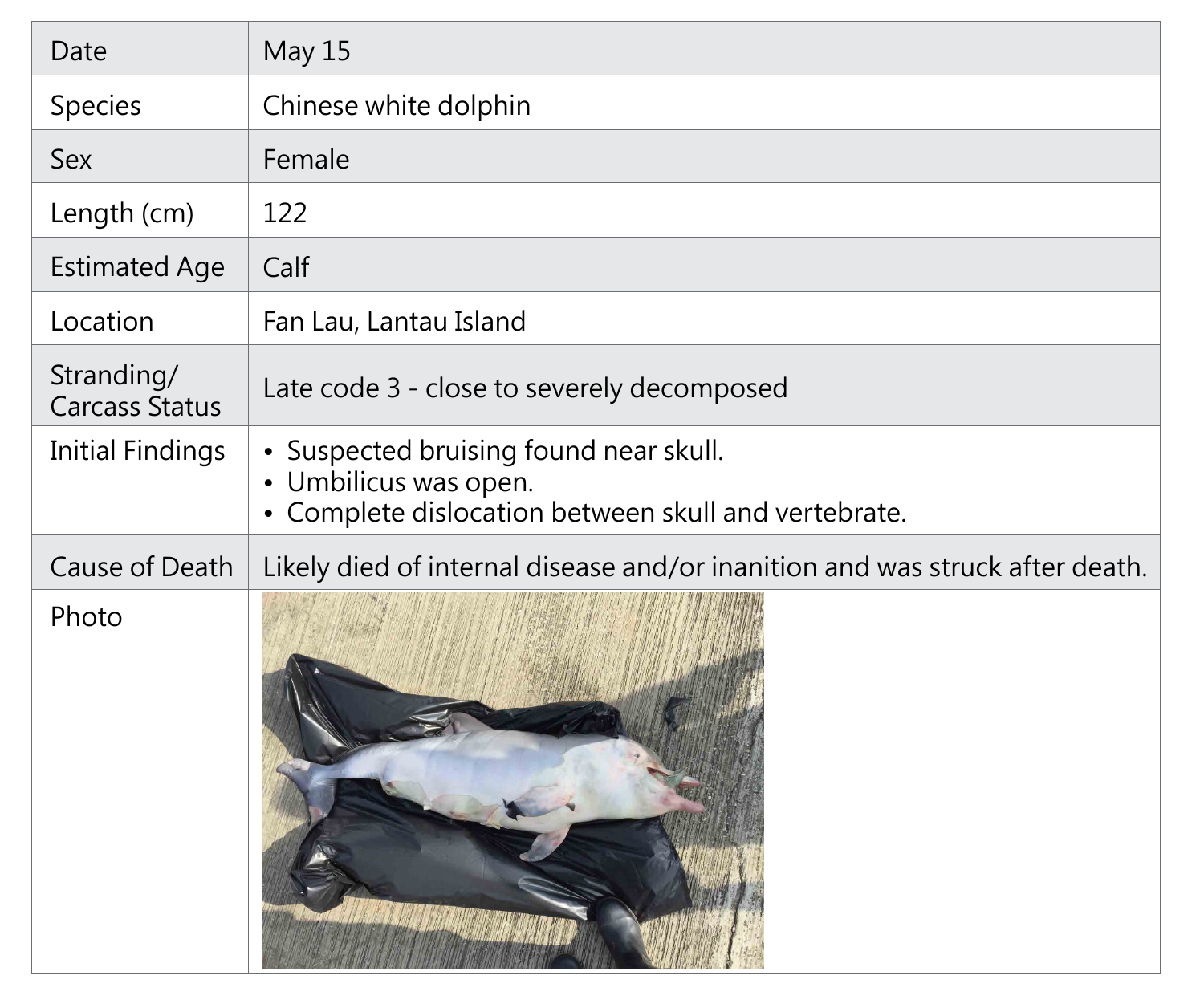| Date | May 15 |
| --- | --- |
| Species | Chinese white dolphin |
| Sex | Female |
| Length (cm) | 122 |
| Estimated Age | Calf |
| Location | Fan Lau, Lantau Island |
| Stranding/ Carcass Status | Late code 3 - close to severely decomposed |
| Initial Findings | • Suspected bruising found near skull.<br>• Umbilicus was open.<br>• Complete dislocation between skull and vertebrate. |
| Cause of Death | Likely died of internal disease and/or inanition and was struck after death. |
| Photo | |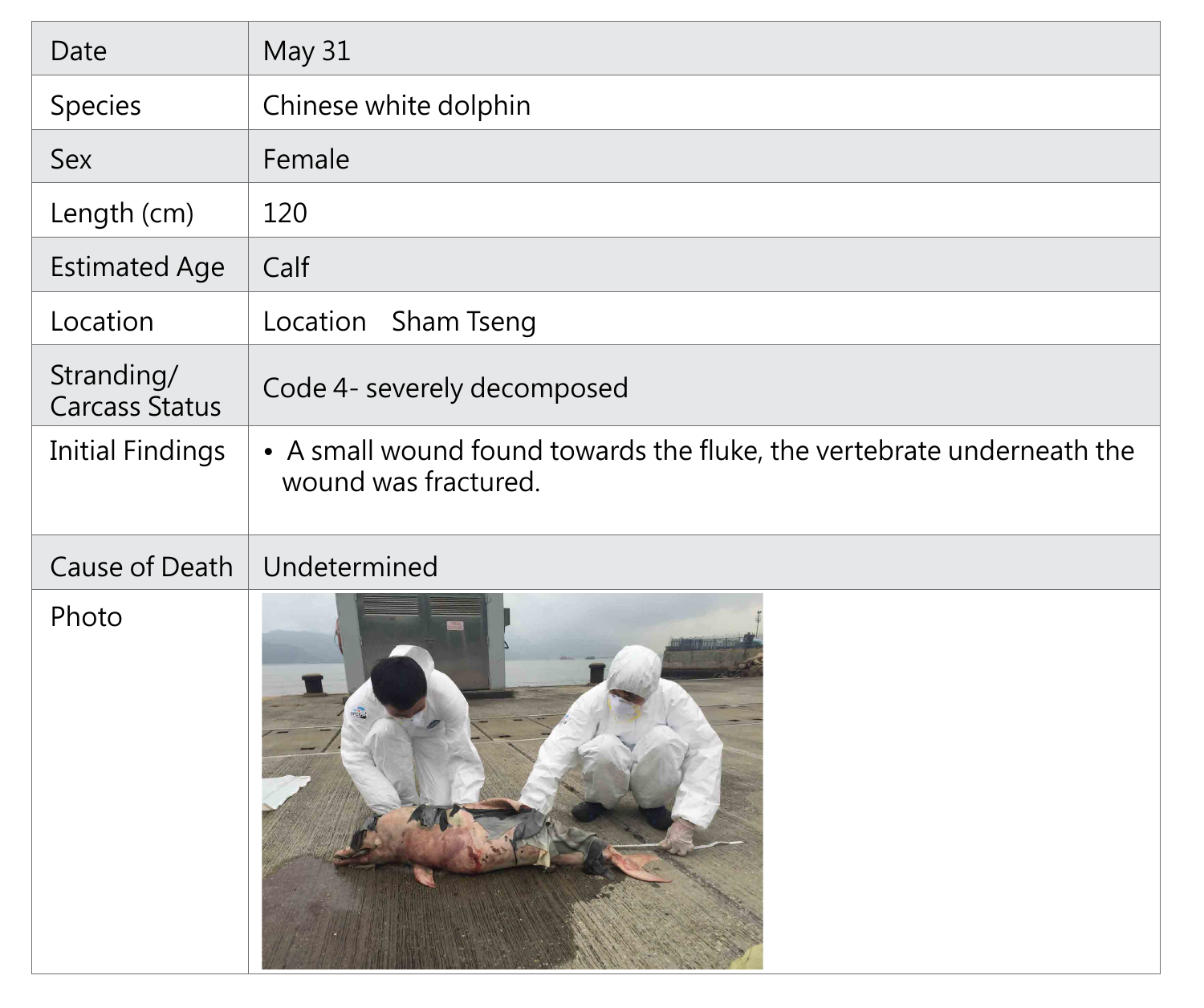| | |
|---|---|
| Date | May 31 |
| Species | Chinese white dolphin |
| Sex | Female |
| Length (cm) | 120 |
| Estimated Age | Calf |
| Location | Location Sham Tseng |
| Stranding/ Carcass Status | Code 4- severely decomposed |
| Initial Findings | • A small wound found towards the fluke, the vertebrate underneath the wound was fractured. |
| Cause of Death | Undetermined |
| Photo | |